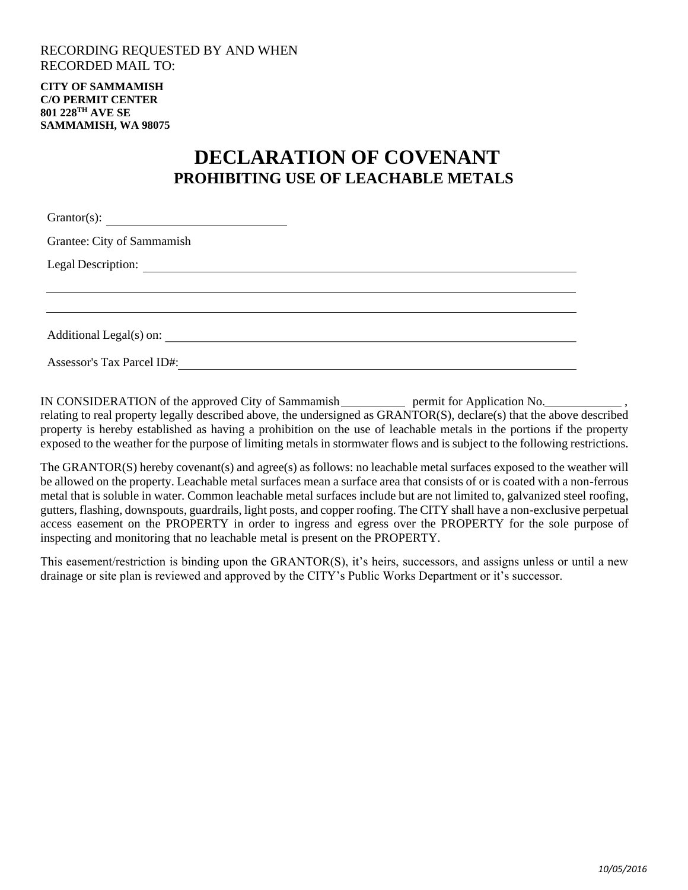RECORDING REQUESTED BY AND WHEN
RECORDED MAIL TO:

**CITY OF SAMMAMISH**
**C/O PERMIT CENTER**
**801 228TH AVE SE**
**SAMMAMISH, WA 98075**

# DECLARATION OF COVENANT
## PROHIBITING USE OF LEACHABLE METALS

Grantor(s): ______________________________

Grantee: City of Sammamish

Legal Description: ____________________________________________________________

____________________________________________________________

____________________________________________________________

Additional Legal(s) on: ____________________________________________________________

Assessor's Tax Parcel ID#: ____________________________________________________________

IN CONSIDERATION of the approved City of Sammamish __________ permit for Application No.____________ , relating to real property legally described above, the undersigned as GRANTOR(S), declare(s) that the above described property is hereby established as having a prohibition on the use of leachable metals in the portions if the property exposed to the weather for the purpose of limiting metals in stormwater flows and is subject to the following restrictions.

The GRANTOR(S) hereby covenant(s) and agree(s) as follows: no leachable metal surfaces exposed to the weather will be allowed on the property. Leachable metal surfaces mean a surface area that consists of or is coated with a non-ferrous metal that is soluble in water. Common leachable metal surfaces include but are not limited to, galvanized steel roofing, gutters, flashing, downspouts, guardrails, light posts, and copper roofing. The CITY shall have a non-exclusive perpetual access easement on the PROPERTY in order to ingress and egress over the PROPERTY for the sole purpose of inspecting and monitoring that no leachable metal is present on the PROPERTY.

This easement/restriction is binding upon the GRANTOR(S), it's heirs, successors, and assigns unless or until a new drainage or site plan is reviewed and approved by the CITY's Public Works Department or it's successor.

*10/05/2016*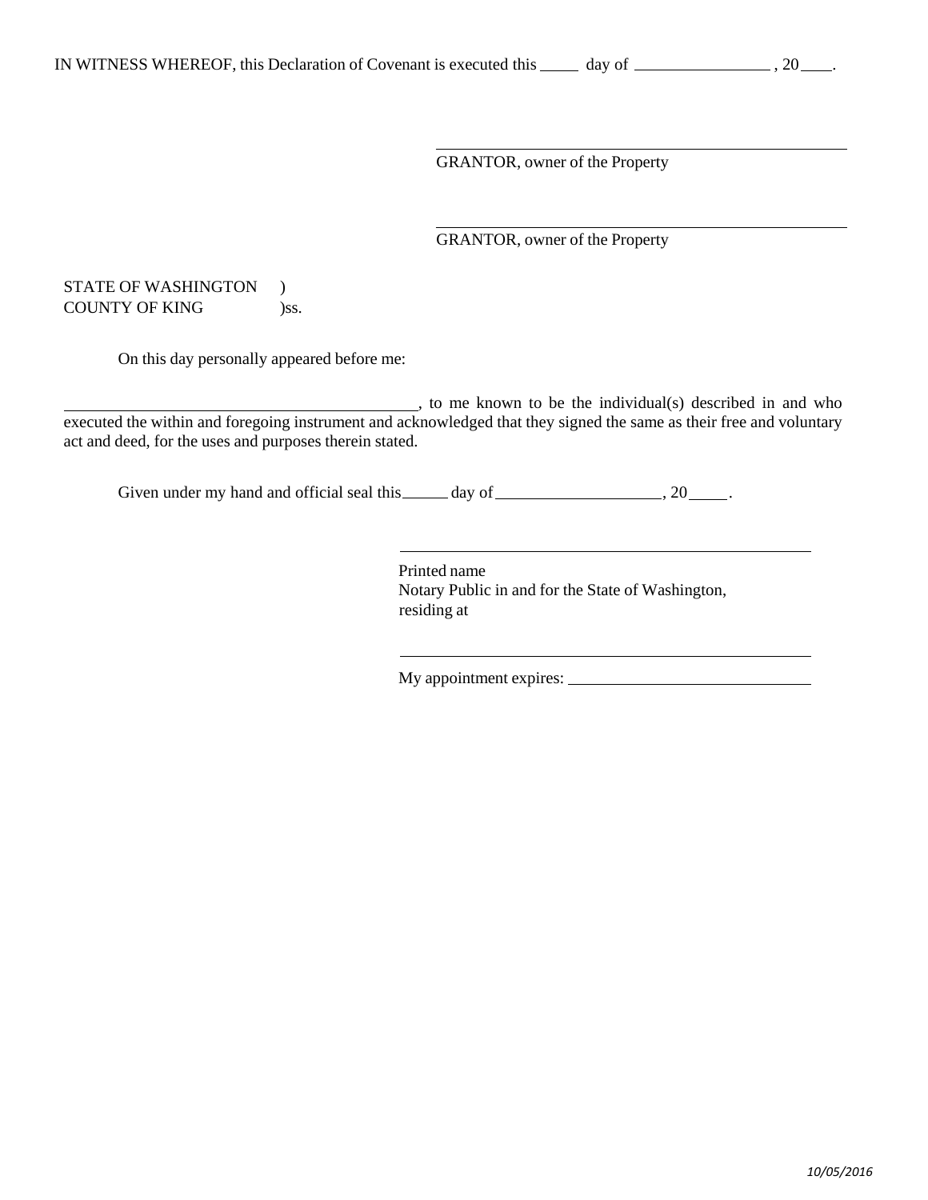IN WITNESS WHEREOF, this Declaration of Covenant is executed this _____ day of _________________ , 20____.

_______________________________________________
GRANTOR, owner of the Property

_______________________________________________
GRANTOR, owner of the Property

STATE OF WASHINGTON )
COUNTY OF KING )ss.

On this day personally appeared before me:

_____________________________________________, to me known to be the individual(s) described in and who executed the within and foregoing instrument and acknowledged that they signed the same as their free and voluntary act and deed, for the uses and purposes therein stated.

Given under my hand and official seal this______ day of____________________, 20_____.

_______________________________________________
Printed name
Notary Public in and for the State of Washington,
residing at

_______________________________________________
My appointment expires: ______________________________

*10/05/2016*